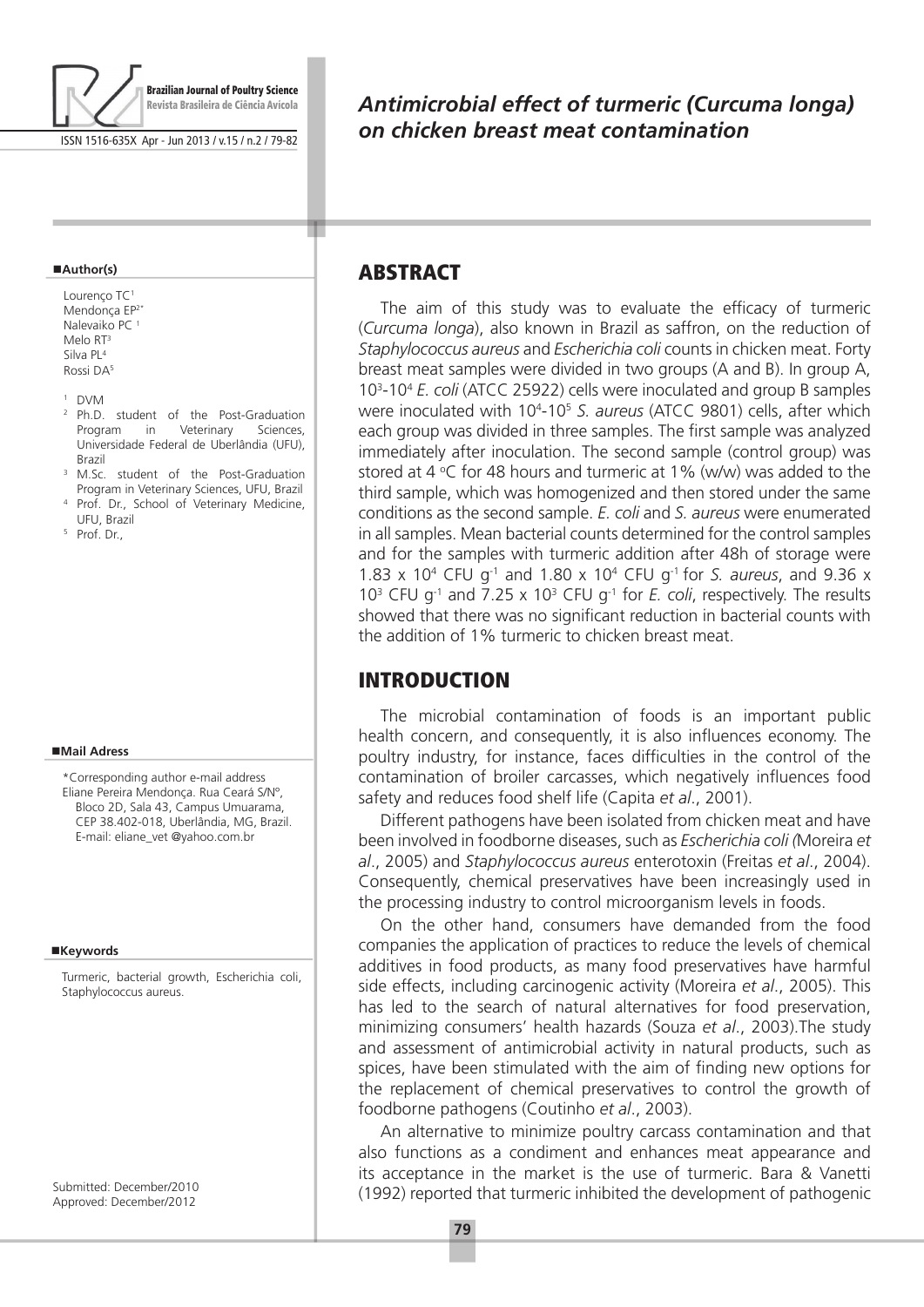# *Antimicrobial effect of turmeric (Curcuma longa) on chicken breast meat contamination*

**Author(s)**

Lourenço TC[1]
Mendonça EP[2*]
Nalevaiko PC [1]
Melo RT[3]
Silva PL[4]
Rossi DA[5]

[1] DVM
[2] Ph.D. student of the Post-Graduation Program in Veterinary Sciences, Universidade Federal de Uberlândia (UFU), Brazil
[3] M.Sc. student of the Post-Graduation Program in Veterinary Sciences, UFU, Brazil
[4] Prof. Dr., School of Veterinary Medicine, UFU, Brazil
[5] Prof. Dr.,

**Mail Adress**

*Corresponding author e-mail address
Eliane Pereira Mendonça. Rua Ceará S/Nº, Bloco 2D, Sala 43, Campus Umuarama, CEP 38.402-018, Uberlândia, MG, Brazil.
E-mail: eliane_vet @yahoo.com.br

**Keywords**

Turmeric, bacterial growth, Escherichia coli, Staphylococcus aureus.

Submitted: December/2010
Approved: December/2012

## ABSTRACT

The aim of this study was to evaluate the efficacy of turmeric (*Curcuma longa*), also known in Brazil as saffron, on the reduction of *Staphylococcus aureus* and *Escherichia coli* counts in chicken meat. Forty breast meat samples were divided in two groups (A and B). In group A, $10^3$-$10^4$ *E. coli* (ATCC 25922) cells were inoculated and group B samples were inoculated with $10^4$-$10^5$ *S. aureus* (ATCC 9801) cells, after which each group was divided in three samples. The first sample was analyzed immediately after inoculation. The second sample (control group) was stored at 4 °C for 48 hours and turmeric at 1% (w/w) was added to the third sample, which was homogenized and then stored under the same conditions as the second sample. *E. coli* and *S. aureus* were enumerated in all samples. Mean bacterial counts determined for the control samples and for the samples with turmeric addition after 48h of storage were $1.83 \times 10^4$ CFU $g^{-1}$ and $1.80 \times 10^4$ CFU $g^{-1}$ for *S. aureus*, and $9.36 \times 10^3$ CFU $g^{-1}$ and $7.25 \times 10^3$ CFU $g^{-1}$ for *E. coli*, respectively. The results showed that there was no significant reduction in bacterial counts with the addition of 1% turmeric to chicken breast meat.

## INTRODUCTION

The microbial contamination of foods is an important public health concern, and consequently, it is also influences economy. The poultry industry, for instance, faces difficulties in the control of the contamination of broiler carcasses, which negatively influences food safety and reduces food shelf life (Capita *et al*., 2001).

Different pathogens have been isolated from chicken meat and have been involved in foodborne diseases, such as *Escherichia coli (*Moreira *et al*., 2005) and *Staphylococcus aureus* enterotoxin (Freitas *et al*., 2004). Consequently, chemical preservatives have been increasingly used in the processing industry to control microorganism levels in foods.

On the other hand, consumers have demanded from the food companies the application of practices to reduce the levels of chemical additives in food products, as many food preservatives have harmful side effects, including carcinogenic activity (Moreira *et al*., 2005). This has led to the search of natural alternatives for food preservation, minimizing consumers' health hazards (Souza *et al*., 2003).The study and assessment of antimicrobial activity in natural products, such as spices, have been stimulated with the aim of finding new options for the replacement of chemical preservatives to control the growth of foodborne pathogens (Coutinho *et al*., 2003).

An alternative to minimize poultry carcass contamination and that also functions as a condiment and enhances meat appearance and its acceptance in the market is the use of turmeric. Bara & Vanetti (1992) reported that turmeric inhibited the development of pathogenic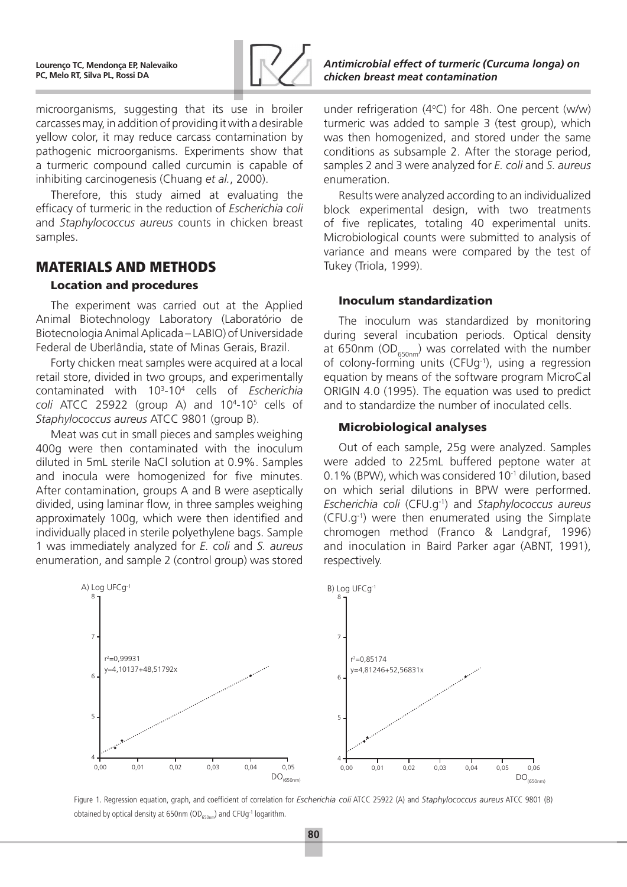microorganisms, suggesting that its use in broiler carcasses may, in addition of providing it with a desirable yellow color, it may reduce carcass contamination by pathogenic microorganisms. Experiments show that a turmeric compound called curcumin is capable of inhibiting carcinogenesis (Chuang *et al.*, 2000).

Therefore, this study aimed at evaluating the efficacy of turmeric in the reduction of *Escherichia coli* and *Staphylococcus aureus* counts in chicken breast samples.

## MATERIALS AND METHODS

### Location and procedures

The experiment was carried out at the Applied Animal Biotechnology Laboratory (Laboratório de Biotecnologia Animal Aplicada – LABIO) of Universidade Federal de Uberlândia, state of Minas Gerais, Brazil.

Forty chicken meat samples were acquired at a local retail store, divided in two groups, and experimentally contaminated with $10^3$-$10^4$ cells of *Escherichia coli* ATCC 25922 (group A) and $10^4$-$10^5$ cells of *Staphylococcus aureus* ATCC 9801 (group B).

Meat was cut in small pieces and samples weighing 400g were then contaminated with the inoculum diluted in 5mL sterile NaCl solution at 0.9%. Samples and inocula were homogenized for five minutes. After contamination, groups A and B were aseptically divided, using laminar flow, in three samples weighing approximately 100g, which were then identified and individually placed in sterile polyethylene bags. Sample 1 was immediately analyzed for *E. coli* and *S. aureus* enumeration, and sample 2 (control group) was stored under refrigeration (4°C) for 48h. One percent (w/w) turmeric was added to sample 3 (test group), which was then homogenized, and stored under the same conditions as subsample 2. After the storage period, samples 2 and 3 were analyzed for *E. coli* and *S. aureus* enumeration.

Results were analyzed according to an individualized block experimental design, with two treatments of five replicates, totaling 40 experimental units. Microbiological counts were submitted to analysis of variance and means were compared by the test of Tukey (Triola, 1999).

### Inoculum standardization

The inoculum was standardized by monitoring during several incubation periods. Optical density at 650nm ($OD_{650nm}$) was correlated with the number of colony-forming units ($CFUg^{-1}$), using a regression equation by means of the software program MicroCal ORIGIN 4.0 (1995). The equation was used to predict and to standardize the number of inoculated cells.

### Microbiological analyses

Out of each sample, 25g were analyzed. Samples were added to 225mL buffered peptone water at 0.1% (BPW), which was considered $10^{-1}$ dilution, based on which serial dilutions in BPW were performed. *Escherichia coli* ($CFU.g^{-1}$) and *Staphylococcus aureus* ($CFU.g^{-1}$) were then enumerated using the Simplate chromogen method (Franco & Landgraf, 1996) and inoculation in Baird Parker agar (ABNT, 1991), respectively.

A) Log $UFCg^{-1}$ — $r^2=0,99931$; $y=4,10137+48,51792x$ — $DO_{(650nm)}$

B) Log $UFCg^{-1}$ — $r^2=0,85174$; $y=4,81246+52,56831x$ — $DO_{(650nm)}$

Figure 1. Regression equation, graph, and coefficient of correlation for *Escherichia coli* ATCC 25922 (A) and *Staphylococcus aureus* ATCC 9801 (B) obtained by optical density at 650nm ($OD_{650nm}$) and $CFUg^{-1}$ logarithm.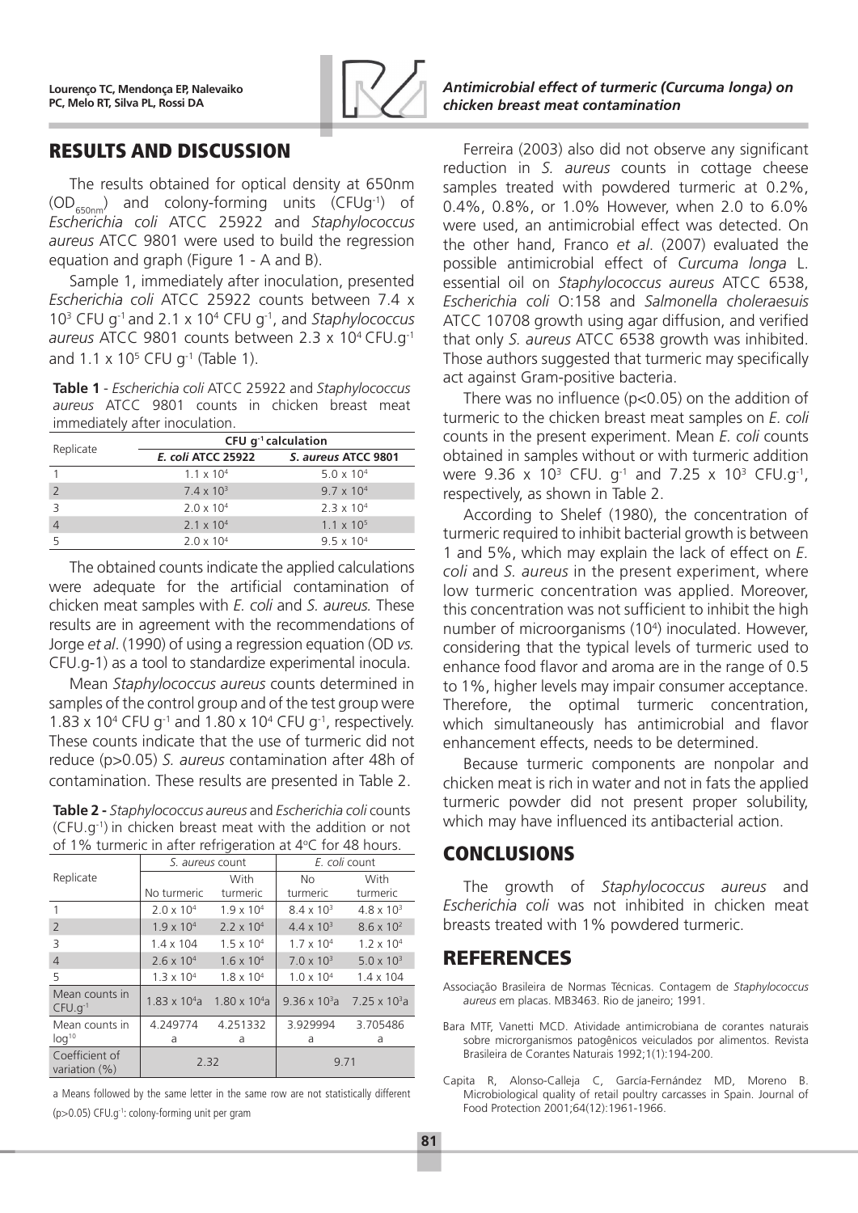## RESULTS AND DISCUSSION

The results obtained for optical density at 650nm ($OD_{650nm}$) and colony-forming units ($CFUg^{-1}$) of *Escherichia coli* ATCC 25922 and *Staphylococcus aureus* ATCC 9801 were used to build the regression equation and graph (Figure 1 - A and B).

Sample 1, immediately after inoculation, presented *Escherichia coli* ATCC 25922 counts between 7.4 x $10^3$ CFU $g^{-1}$ and 2.1 x $10^4$ CFU $g^{-1}$, and *Staphylococcus aureus* ATCC 9801 counts between 2.3 x $10^4$ CFU.$g^{-1}$ and 1.1 x $10^5$ CFU $g^{-1}$ (Table 1).

**Table 1** - *Escherichia coli* ATCC 25922 and *Staphylococcus aureus* ATCC 9801 counts in chicken breast meat immediately after inoculation.

| Replicate | CFU $g^{-1}$ calculation | |
|---|---|---|
| | ***E. coli* ATCC 25922** | ***S. aureus* ATCC 9801** |
| 1 | 1.1 x $10^4$ | 5.0 x $10^4$ |
| 2 | 7.4 x $10^3$ | 9.7 x $10^4$ |
| 3 | 2.0 x $10^4$ | 2.3 x $10^4$ |
| 4 | 2.1 x $10^4$ | 1.1 x $10^5$ |
| 5 | 2.0 x $10^4$ | 9.5 x $10^4$ |

The obtained counts indicate the applied calculations were adequate for the artificial contamination of chicken meat samples with *E. coli* and *S. aureus.* These results are in agreement with the recommendations of Jorge *et al*. (1990) of using a regression equation (OD *vs.* CFU.g-1) as a tool to standardize experimental inocula.

Mean *Staphylococcus aureus* counts determined in samples of the control group and of the test group were 1.83 x $10^4$ CFU $g^{-1}$ and 1.80 x $10^4$ CFU $g^{-1}$, respectively. These counts indicate that the use of turmeric did not reduce ($p>0.05$) *S. aureus* contamination after 48h of contamination. These results are presented in Table 2.

**Table 2 -** *Staphylococcus aureus* and *Escherichia coli* counts (CFU.$g^{-1}$) in chicken breast meat with the addition or not of 1% turmeric in after refrigeration at 4°C for 48 hours.

| Replicate | *S. aureus* count | | *E. coli* count | |
|---|---|---|---|---|
| | No turmeric | With turmeric | No turmeric | With turmeric |
| 1 | 2.0 x $10^4$ | 1.9 x $10^4$ | 8.4 x $10^3$ | 4.8 x $10^3$ |
| 2 | 1.9 x $10^4$ | 2.2 x $10^4$ | 4.4 x $10^3$ | 8.6 x $10^2$ |
| 3 | 1.4 x 104 | 1.5 x $10^4$ | 1.7 x $10^4$ | 1.2 x $10^4$ |
| 4 | 2.6 x $10^4$ | 1.6 x $10^4$ | 7.0 x $10^3$ | 5.0 x $10^3$ |
| 5 | 1.3 x $10^4$ | 1.8 x $10^4$ | 1.0 x $10^4$ | 1.4 x 104 |
| Mean counts in CFU.$g^{-1}$ | 1.83 x $10^4$a | 1.80 x $10^4$a | 9.36 x $10^3$a | 7.25 x $10^3$a |
| Mean counts in $log^{10}$ | 4.249774 a | 4.251332 a | 3.929994 a | 3.705486 a |
| Coefficient of variation (%) | 2.32 | | 9.71 | |

a Means followed by the same letter in the same row are not statistically different ($p>0.05$) CFU.$g^{-1}$: colony-forming unit per gram

Ferreira (2003) also did not observe any significant reduction in *S. aureus* counts in cottage cheese samples treated with powdered turmeric at 0.2%, 0.4%, 0.8%, or 1.0% However, when 2.0 to 6.0% were used, an antimicrobial effect was detected. On the other hand, Franco *et al*. (2007) evaluated the possible antimicrobial effect of *Curcuma longa* L. essential oil on *Staphylococcus aureus* ATCC 6538, *Escherichia coli* O:158 and *Salmonella choleraesuis* ATCC 10708 growth using agar diffusion, and verified that only *S. aureus* ATCC 6538 growth was inhibited. Those authors suggested that turmeric may specifically act against Gram-positive bacteria.

There was no influence ($p<0.05$) on the addition of turmeric to the chicken breast meat samples on *E. coli* counts in the present experiment. Mean *E. coli* counts obtained in samples without or with turmeric addition were 9.36 x $10^3$ CFU. $g^{-1}$ and 7.25 x $10^3$ CFU.$g^{-1}$, respectively, as shown in Table 2.

According to Shelef (1980), the concentration of turmeric required to inhibit bacterial growth is between 1 and 5%, which may explain the lack of effect on *E. coli* and *S. aureus* in the present experiment, where low turmeric concentration was applied. Moreover, this concentration was not sufficient to inhibit the high number of microorganisms ($10^4$) inoculated. However, considering that the typical levels of turmeric used to enhance food flavor and aroma are in the range of 0.5 to 1%, higher levels may impair consumer acceptance. Therefore, the optimal turmeric concentration, which simultaneously has antimicrobial and flavor enhancement effects, needs to be determined.

Because turmeric components are nonpolar and chicken meat is rich in water and not in fats the applied turmeric powder did not present proper solubility, which may have influenced its antibacterial action.

## CONCLUSIONS

The growth of *Staphylococcus aureus* and *Escherichia coli* was not inhibited in chicken meat breasts treated with 1% powdered turmeric.

## REFERENCES

Associação Brasileira de Normas Técnicas. Contagem de *Staphylococcus aureus* em placas. MB3463. Rio de janeiro; 1991.

Bara MTF, Vanetti MCD. Atividade antimicrobiana de corantes naturais sobre microrganismos patogênicos veiculados por alimentos. Revista Brasileira de Corantes Naturais 1992;1(1):194-200.

Capita R, Alonso-Calleja C, García-Fernández MD, Moreno B. Microbiological quality of retail poultry carcasses in Spain. Journal of Food Protection 2001;64(12):1961-1966.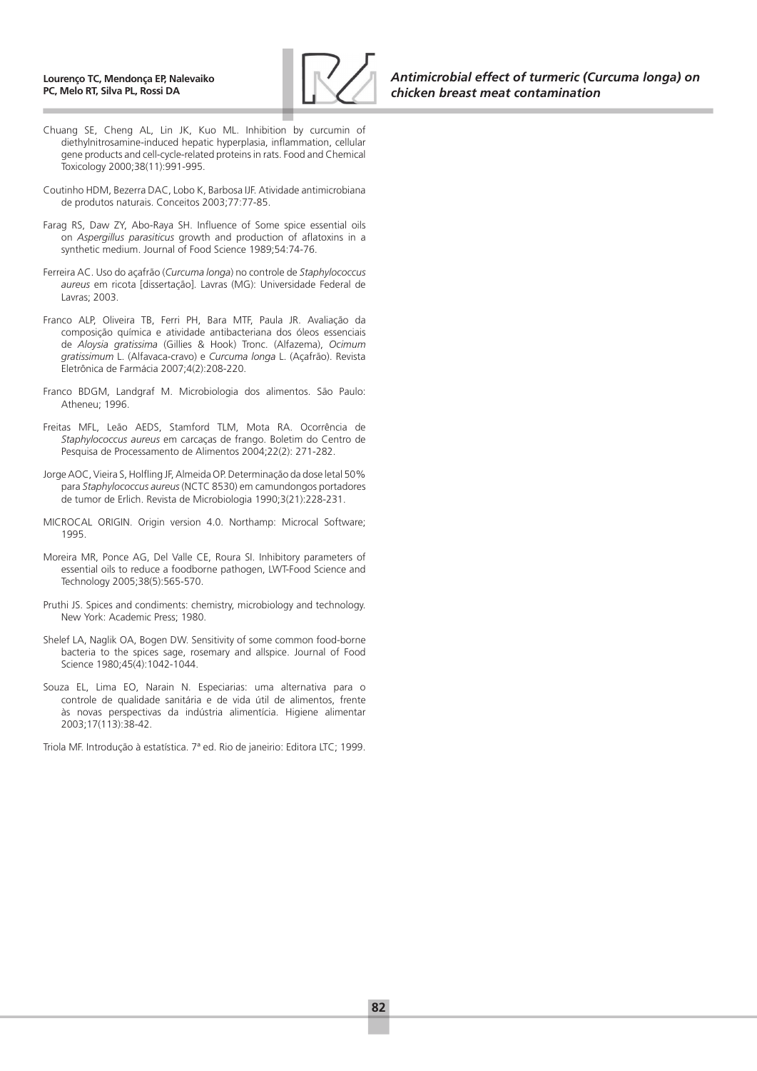Chuang SE, Cheng AL, Lin JK, Kuo ML. Inhibition by curcumin of diethylnitrosamine-induced hepatic hyperplasia, inflammation, cellular gene products and cell-cycle-related proteins in rats. Food and Chemical Toxicology 2000;38(11):991-995.

Coutinho HDM, Bezerra DAC, Lobo K, Barbosa IJF. Atividade antimicrobiana de produtos naturais. Conceitos 2003;77:77-85.

Farag RS, Daw ZY, Abo-Raya SH. Influence of Some spice essential oils on *Aspergillus parasiticus* growth and production of aflatoxins in a synthetic medium. Journal of Food Science 1989;54:74-76.

Ferreira AC. Uso do açafrão (*Curcuma longa*) no controle de *Staphylococcus aureus* em ricota [dissertação]. Lavras (MG): Universidade Federal de Lavras; 2003.

Franco ALP, Oliveira TB, Ferri PH, Bara MTF, Paula JR. Avaliação da composição química e atividade antibacteriana dos óleos essenciais de *Aloysia gratissima* (Gillies & Hook) Tronc. (Alfazema), *Ocimum gratissimum* L. (Alfavaca-cravo) e *Curcuma longa* L. (Açafrão). Revista Eletrônica de Farmácia 2007;4(2):208-220.

Franco BDGM, Landgraf M. Microbiologia dos alimentos. São Paulo: Atheneu; 1996.

Freitas MFL, Leão AEDS, Stamford TLM, Mota RA. Ocorrência de *Staphylococcus aureus* em carcaças de frango. Boletim do Centro de Pesquisa de Processamento de Alimentos 2004;22(2): 271-282.

Jorge AOC, Vieira S, Holfling JF, Almeida OP. Determinação da dose letal 50% para *Staphylococcus aureus* (NCTC 8530) em camundongos portadores de tumor de Erlich. Revista de Microbiologia 1990;3(21):228-231.

MICROCAL ORIGIN. Origin version 4.0. Northamp: Microcal Software; 1995.

Moreira MR, Ponce AG, Del Valle CE, Roura SI. Inhibitory parameters of essential oils to reduce a foodborne pathogen, LWT-Food Science and Technology 2005;38(5):565-570.

Pruthi JS. Spices and condiments: chemistry, microbiology and technology. New York: Academic Press; 1980.

Shelef LA, Naglik OA, Bogen DW. Sensitivity of some common food-borne bacteria to the spices sage, rosemary and allspice. Journal of Food Science 1980;45(4):1042-1044.

Souza EL, Lima EO, Narain N. Especiarias: uma alternativa para o controle de qualidade sanitária e de vida útil de alimentos, frente às novas perspectivas da indústria alimentícia. Higiene alimentar 2003;17(113):38-42.

Triola MF. Introdução à estatística. 7ª ed. Rio de janeirio: Editora LTC; 1999.